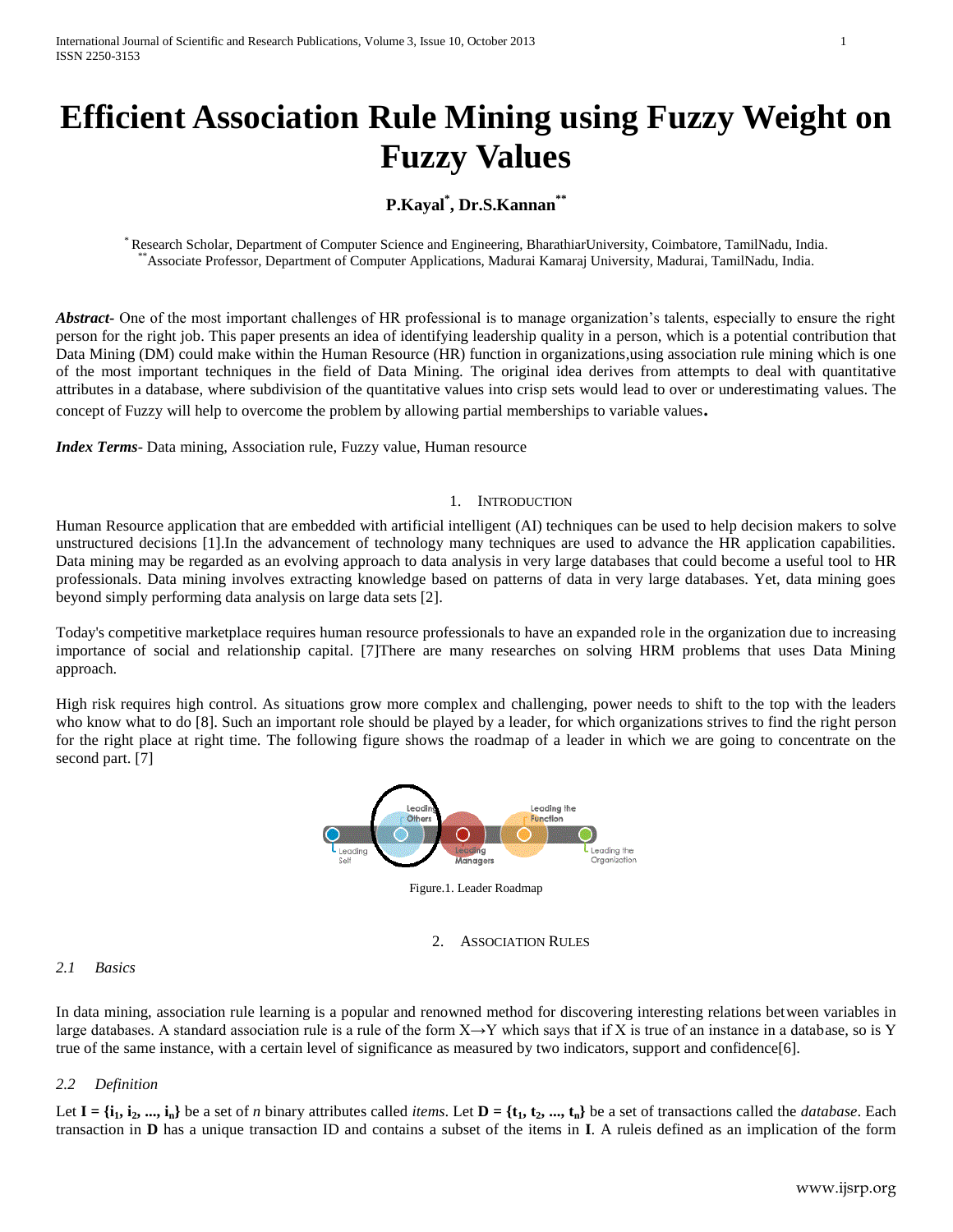# Efficient Association Rule Mining using Fuzzy Weight on Fuzzy Values

**P.Kayal*, Dr.S.Kannan****

* Research Scholar, Department of Computer Science and Engineering, BharathiarUniversity, Coimbatore, TamilNadu, India.
** Associate Professor, Department of Computer Applications, Madurai Kamaraj University, Madurai, TamilNadu, India.

***Abstract***- One of the most important challenges of HR professional is to manage organization's talents, especially to ensure the right person for the right job. This paper presents an idea of identifying leadership quality in a person, which is a potential contribution that Data Mining (DM) could make within the Human Resource (HR) function in organizations,using association rule mining which is one of the most important techniques in the field of Data Mining. The original idea derives from attempts to deal with quantitative attributes in a database, where subdivision of the quantitative values into crisp sets would lead to over or underestimating values. The concept of Fuzzy will help to overcome the problem by allowing partial memberships to variable values.

***Index Terms***- Data mining, Association rule, Fuzzy value, Human resource

## 1. Introduction

Human Resource application that are embedded with artificial intelligent (AI) techniques can be used to help decision makers to solve unstructured decisions [1].In the advancement of technology many techniques are used to advance the HR application capabilities. Data mining may be regarded as an evolving approach to data analysis in very large databases that could become a useful tool to HR professionals. Data mining involves extracting knowledge based on patterns of data in very large databases. Yet, data mining goes beyond simply performing data analysis on large data sets [2].

Today's competitive marketplace requires human resource professionals to have an expanded role in the organization due to increasing importance of social and relationship capital. [7]There are many researches on solving HRM problems that uses Data Mining approach.

High risk requires high control. As situations grow more complex and challenging, power needs to shift to the top with the leaders who know what to do [8]. Such an important role should be played by a leader, for which organizations strives to find the right person for the right place at right time. The following figure shows the roadmap of a leader in which we are going to concentrate on the second part. [7]

Figure.1. Leader Roadmap

## 2. Association Rules

### 2.1 Basics

In data mining, association rule learning is a popular and renowned method for discovering interesting relations between variables in large databases. A standard association rule is a rule of the form X→Y which says that if X is true of an instance in a database, so is Y true of the same instance, with a certain level of significance as measured by two indicators, support and confidence[6].

### 2.2 Definition

Let $\mathbf{I} = \{\mathbf{i_1}, \mathbf{i_2}, ..., \mathbf{i_n}\}$ be a set of $n$ binary attributes called *items*. Let $\mathbf{D} = \{\mathbf{t_1}, \mathbf{t_2}, ..., \mathbf{t_n}\}$ be a set of transactions called the *database*. Each transaction in **D** has a unique transaction ID and contains a subset of the items in **I**. A ruleis defined as an implication of the form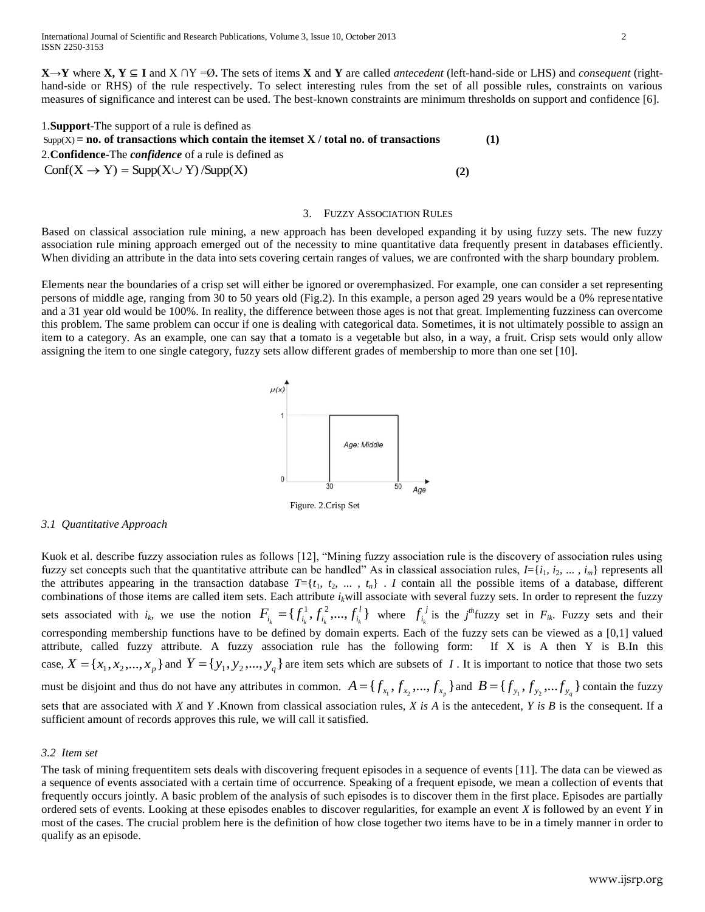**X→Y** where **X, Y** ⊆ **I** and X ∩Y =Ø**.** The sets of items **X** and **Y** are called *antecedent* (left-hand-side or LHS) and *consequent* (right-hand-side or RHS) of the rule respectively. To select interesting rules from the set of all possible rules, constraints on various measures of significance and interest can be used. The best-known constraints are minimum thresholds on support and confidence [6].

1.**Support**-The support of a rule is defined as

Supp(X) **= no. of transactions which contain the itemset X / total no. of transactions** **(1)**

2.**Confidence**-The ***confidence*** of a rule is defined as

$$\text{Conf}(X \rightarrow Y) = \text{Supp}(X \cup Y) / \text{Supp}(X) \quad \textbf{(2)}$$

## 3. Fuzzy Association Rules

Based on classical association rule mining, a new approach has been developed expanding it by using fuzzy sets. The new fuzzy association rule mining approach emerged out of the necessity to mine quantitative data frequently present in databases efficiently. When dividing an attribute in the data into sets covering certain ranges of values, we are confronted with the sharp boundary problem.

Elements near the boundaries of a crisp set will either be ignored or overemphasized. For example, one can consider a set representing persons of middle age, ranging from 30 to 50 years old (Fig.2). In this example, a person aged 29 years would be a 0% representative and a 31 year old would be 100%. In reality, the difference between those ages is not that great. Implementing fuzziness can overcome this problem. The same problem can occur if one is dealing with categorical data. Sometimes, it is not ultimately possible to assign an item to a category. As an example, one can say that a tomato is a vegetable but also, in a way, a fruit. Crisp sets would only allow assigning the item to one single category, fuzzy sets allow different grades of membership to more than one set [10].

Figure. 2.Crisp Set

### *3.1 Quantitative Approach*

Kuok et al. describe fuzzy association rules as follows [12], "Mining fuzzy association rule is the discovery of association rules using fuzzy set concepts such that the quantitative attribute can be handled" As in classical association rules, $I=\{i_1, i_2, ..., i_m\}$ represents all the attributes appearing in the transaction database $T=\{t_1, t_2, ..., t_n\}$ . $I$ contain all the possible items of a database, different combinations of those items are called item sets. Each attribute $i_k$will associate with several fuzzy sets. In order to represent the fuzzy sets associated with $i_k$, we use the notion $F_{i_k} = \{f_{i_k}^1, f_{i_k}^2, ..., f_{i_k}^l\}$ where $f_{i_k}^j$ is the $j^{th}$fuzzy set in $F_{ik}$. Fuzzy sets and their corresponding membership functions have to be defined by domain experts. Each of the fuzzy sets can be viewed as a [0,1] valued attribute, called fuzzy attribute. A fuzzy association rule has the following form: If X is A then Y is B.In this case, $X = \{x_1, x_2, ..., x_p\}$ and $Y = \{y_1, y_2, ..., y_q\}$ are item sets which are subsets of $I$ . It is important to notice that those two sets must be disjoint and thus do not have any attributes in common. $A = \{f_{x_1}, f_{x_2}, ..., f_{x_p}\}$ and $B = \{f_{y_1}, f_{y_2}, ... f_{y_q}\}$ contain the fuzzy sets that are associated with *X* and *Y* .Known from classical association rules, *X is A* is the antecedent, *Y is B* is the consequent. If a sufficient amount of records approves this rule, we will call it satisfied.

### *3.2 Item set*

The task of mining frequentitem sets deals with discovering frequent episodes in a sequence of events [11]. The data can be viewed as a sequence of events associated with a certain time of occurrence. Speaking of a frequent episode, we mean a collection of events that frequently occurs jointly. A basic problem of the analysis of such episodes is to discover them in the first place. Episodes are partially ordered sets of events. Looking at these episodes enables to discover regularities, for example an event *X* is followed by an event *Y* in most of the cases. The crucial problem here is the definition of how close together two items have to be in a timely manner in order to qualify as an episode.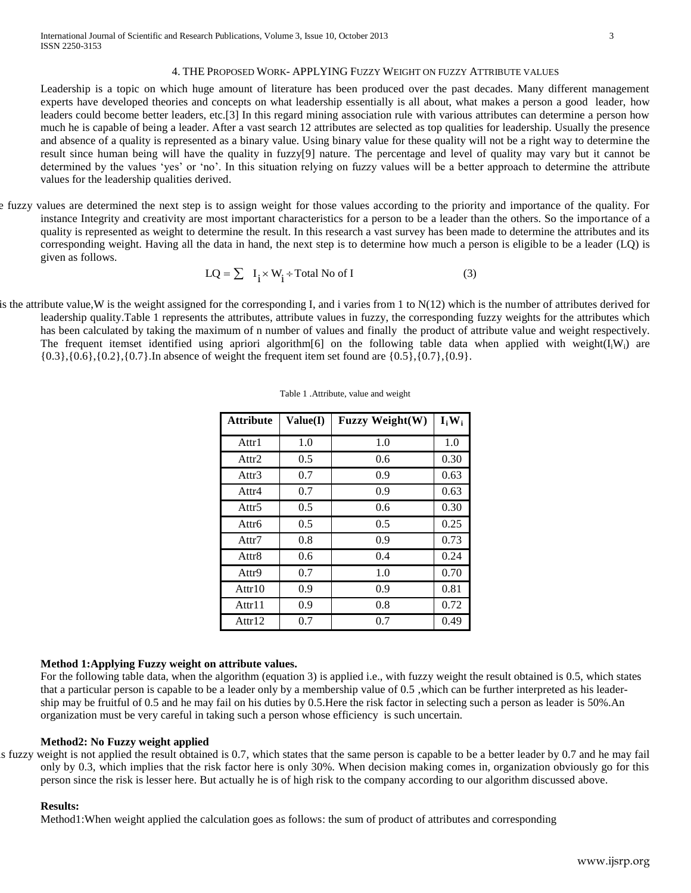## 4. THE PROPOSED WORK- APPLYING FUZZY WEIGHT ON FUZZY ATTRIBUTE VALUES

Leadership is a topic on which huge amount of literature has been produced over the past decades. Many different management experts have developed theories and concepts on what leadership essentially is all about, what makes a person a good leader, how leaders could become better leaders, etc.[3] In this regard mining association rule with various attributes can determine a person how much he is capable of being a leader. After a vast search 12 attributes are selected as top qualities for leadership. Usually the presence and absence of a quality is represented as a binary value. Using binary value for these quality will not be a right way to determine the result since human being will have the quality in fuzzy[9] nature. The percentage and level of quality may vary but it cannot be determined by the values 'yes' or 'no'. In this situation relying on fuzzy values will be a better approach to determine the attribute values for the leadership qualities derived.

e fuzzy values are determined the next step is to assign weight for those values according to the priority and importance of the quality. For instance Integrity and creativity are most important characteristics for a person to be a leader than the others. So the importance of a quality is represented as weight to determine the result. In this research a vast survey has been made to determine the attributes and its corresponding weight. Having all the data in hand, the next step is to determine how much a person is eligible to be a leader (LQ) is given as follows.

$$LQ = \sum I_i \times W_i \div \text{Total No of I} \qquad (3)$$

is the attribute value,W is the weight assigned for the corresponding I, and i varies from 1 to N(12) which is the number of attributes derived for leadership quality.Table 1 represents the attributes, attribute values in fuzzy, the corresponding fuzzy weights for the attributes which has been calculated by taking the maximum of n number of values and finally the product of attribute value and weight respectively. The frequent itemset identified using apriori algorithm[6] on the following table data when applied with weight($I_iW_i$) are {0.3},{0.6},{0.2},{0.7}.In absence of weight the frequent item set found are {0.5},{0.7},{0.9}.

Table 1 .Attribute, value and weight

| Attribute | Value(I) | Fuzzy Weight(W) | $I_iW_i$ |
|---|---|---|---|
| Attr1 | 1.0 | 1.0 | 1.0 |
| Attr2 | 0.5 | 0.6 | 0.30 |
| Attr3 | 0.7 | 0.9 | 0.63 |
| Attr4 | 0.7 | 0.9 | 0.63 |
| Attr5 | 0.5 | 0.6 | 0.30 |
| Attr6 | 0.5 | 0.5 | 0.25 |
| Attr7 | 0.8 | 0.9 | 0.73 |
| Attr8 | 0.6 | 0.4 | 0.24 |
| Attr9 | 0.7 | 1.0 | 0.70 |
| Attr10 | 0.9 | 0.9 | 0.81 |
| Attr11 | 0.9 | 0.8 | 0.72 |
| Attr12 | 0.7 | 0.7 | 0.49 |

**Method 1:Applying Fuzzy weight on attribute values.**

For the following table data, when the algorithm (equation 3) is applied i.e., with fuzzy weight the result obtained is 0.5, which states that a particular person is capable to be a leader only by a membership value of 0.5 ,which can be further interpreted as his leader-ship may be fruitful of 0.5 and he may fail on his duties by 0.5.Here the risk factor in selecting such a person as leader is 50%.An organization must be very careful in taking such a person whose efficiency is such uncertain.

**Method2: No Fuzzy weight applied**

s fuzzy weight is not applied the result obtained is 0.7, which states that the same person is capable to be a better leader by 0.7 and he may fail only by 0.3, which implies that the risk factor here is only 30%. When decision making comes in, organization obviously go for this person since the risk is lesser here. But actually he is of high risk to the company according to our algorithm discussed above.

**Results:**

Method1:When weight applied the calculation goes as follows: the sum of product of attributes and corresponding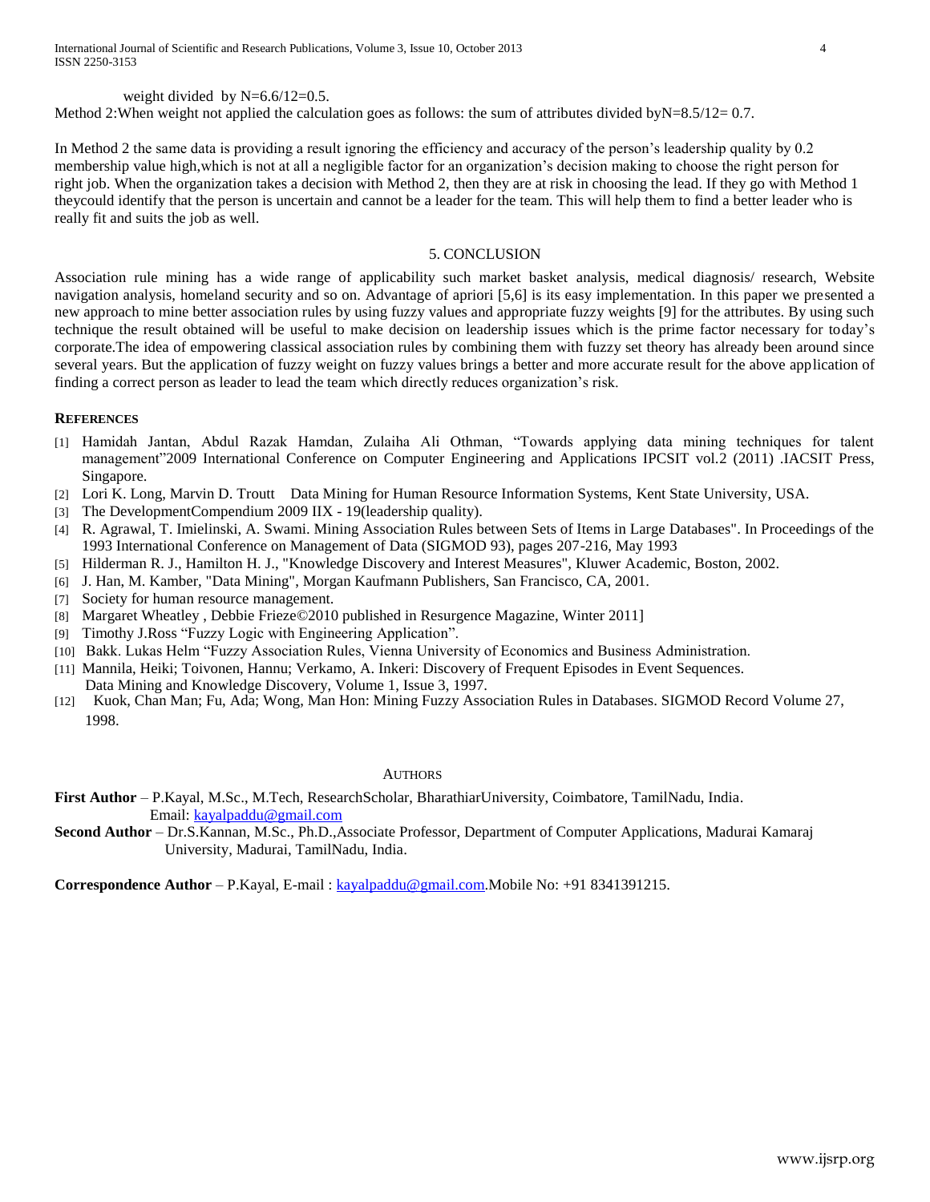weight divided by N=6.6/12=0.5.

Method 2:When weight not applied the calculation goes as follows: the sum of attributes divided byN=8.5/12= 0.7.

In Method 2 the same data is providing a result ignoring the efficiency and accuracy of the person's leadership quality by 0.2 membership value high,which is not at all a negligible factor for an organization's decision making to choose the right person for right job. When the organization takes a decision with Method 2, then they are at risk in choosing the lead. If they go with Method 1 theycould identify that the person is uncertain and cannot be a leader for the team. This will help them to find a better leader who is really fit and suits the job as well.

## 5. CONCLUSION

Association rule mining has a wide range of applicability such market basket analysis, medical diagnosis/ research, Website navigation analysis, homeland security and so on. Advantage of apriori [5,6] is its easy implementation. In this paper we presented a new approach to mine better association rules by using fuzzy values and appropriate fuzzy weights [9] for the attributes. By using such technique the result obtained will be useful to make decision on leadership issues which is the prime factor necessary for today's corporate.The idea of empowering classical association rules by combining them with fuzzy set theory has already been around since several years. But the application of fuzzy weight on fuzzy values brings a better and more accurate result for the above application of finding a correct person as leader to lead the team which directly reduces organization's risk.

## REFERENCES

[1] Hamidah Jantan, Abdul Razak Hamdan, Zulaiha Ali Othman, "Towards applying data mining techniques for talent management"2009 International Conference on Computer Engineering and Applications IPCSIT vol.2 (2011) .IACSIT Press, Singapore.

[2] Lori K. Long, Marvin D. Troutt Data Mining for Human Resource Information Systems, Kent State University, USA.

[3] The DevelopmentCompendium 2009 IIX - 19(leadership quality).

[4] R. Agrawal, T. Imielinski, A. Swami. Mining Association Rules between Sets of Items in Large Databases". In Proceedings of the 1993 International Conference on Management of Data (SIGMOD 93), pages 207-216, May 1993

[5] Hilderman R. J., Hamilton H. J., "Knowledge Discovery and Interest Measures", Kluwer Academic, Boston, 2002.

[6] J. Han, M. Kamber, "Data Mining", Morgan Kaufmann Publishers, San Francisco, CA, 2001.

[7] Society for human resource management.

[8] Margaret Wheatley , Debbie Frieze©2010 published in Resurgence Magazine, Winter 2011]

[9] Timothy J.Ross "Fuzzy Logic with Engineering Application".

[10] Bakk. Lukas Helm "Fuzzy Association Rules, Vienna University of Economics and Business Administration.

[11] Mannila, Heiki; Toivonen, Hannu; Verkamo, A. Inkeri: Discovery of Frequent Episodes in Event Sequences. Data Mining and Knowledge Discovery, Volume 1, Issue 3, 1997.

[12] Kuok, Chan Man; Fu, Ada; Wong, Man Hon: Mining Fuzzy Association Rules in Databases. SIGMOD Record Volume 27, 1998.

## AUTHORS

**First Author** – P.Kayal, M.Sc., M.Tech, ResearchScholar, BharathiarUniversity, Coimbatore, TamilNadu, India. Email: kayalpaddu@gmail.com

**Second Author** – Dr.S.Kannan, M.Sc., Ph.D.,Associate Professor, Department of Computer Applications, Madurai Kamaraj University, Madurai, TamilNadu, India.

**Correspondence Author** – P.Kayal, E-mail : kayalpaddu@gmail.com.Mobile No: +91 8341391215.